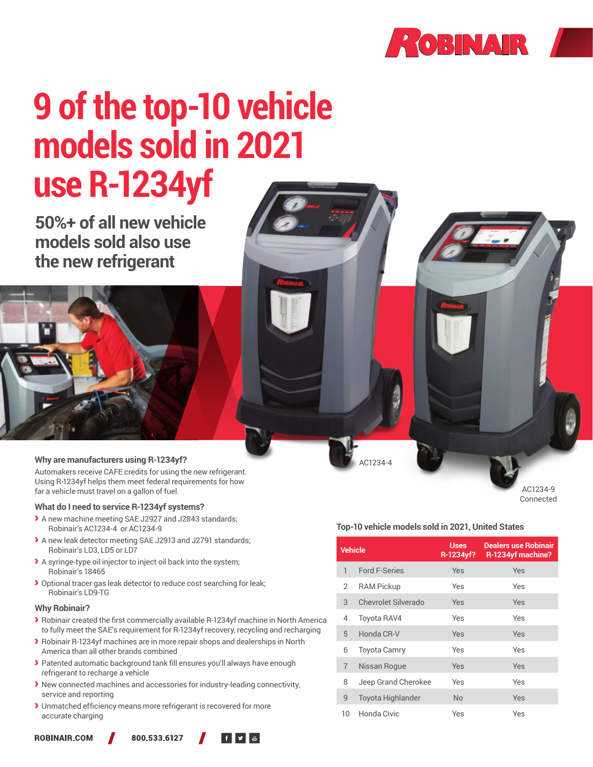# 9 of the top-10 vehicle models sold in 2021 use R-1234yf

## 50%+ of all new vehicle models sold also use the new refrigerant

AC1234-4

AC1234-9 Connected

### Why are manufacturers using R-1234yf?

Automakers receive CAFE credits for using the new refrigerant. Using R-1234yf helps them meet federal requirements for how far a vehicle must travel on a gallon of fuel.

### What do I need to service R-1234yf systems?

- A new machine meeting SAE J2927 and J2843 standards; Robinair's AC1234-4 or AC1234-9
- A new leak detector meeting SAE J2913 and J2791 standards; Robinair's LD3, LD5 or LD7
- A syringe-type oil injector to inject oil back into the system; Robinair's 18465
- Optional tracer gas leak detector to reduce cost searching for leak; Robinair's LD9-TG

### Why Robinair?

- Robinair created the first commercially available R-1234yf machine in North America to fully meet the SAE's requirement for R-1234yf recovery, recycling and recharging
- Robinair R-1234yf machines are in more repair shops and dealerships in North America than all other brands combined
- Patented automatic background tank fill ensures you'll always have enough refrigerant to recharge a vehicle
- New connected machines and accessories for industry-leading connectivity, service and reporting
- Unmatched efficiency means more refrigerant is recovered for more accurate charging

### Top-10 vehicle models sold in 2021, United States

| | Vehicle | Uses R-1234yf? | Dealers use Robinair R-1234yf machine? |
|---|---|---|---|
| 1 | Ford F-Series | Yes | Yes |
| 2 | RAM Pickup | Yes | Yes |
| 3 | Chevrolet Silverado | Yes | Yes |
| 4 | Toyota RAV4 | Yes | Yes |
| 5 | Honda CR-V | Yes | Yes |
| 6 | Toyota Camry | Yes | Yes |
| 7 | Nissan Rogue | Yes | Yes |
| 8 | Jeep Grand Cherokee | Yes | Yes |
| 9 | Toyota Highlander | No | Yes |
| 10 | Honda Civic | Yes | Yes |

ROBINAIR.COM / 800.533.6127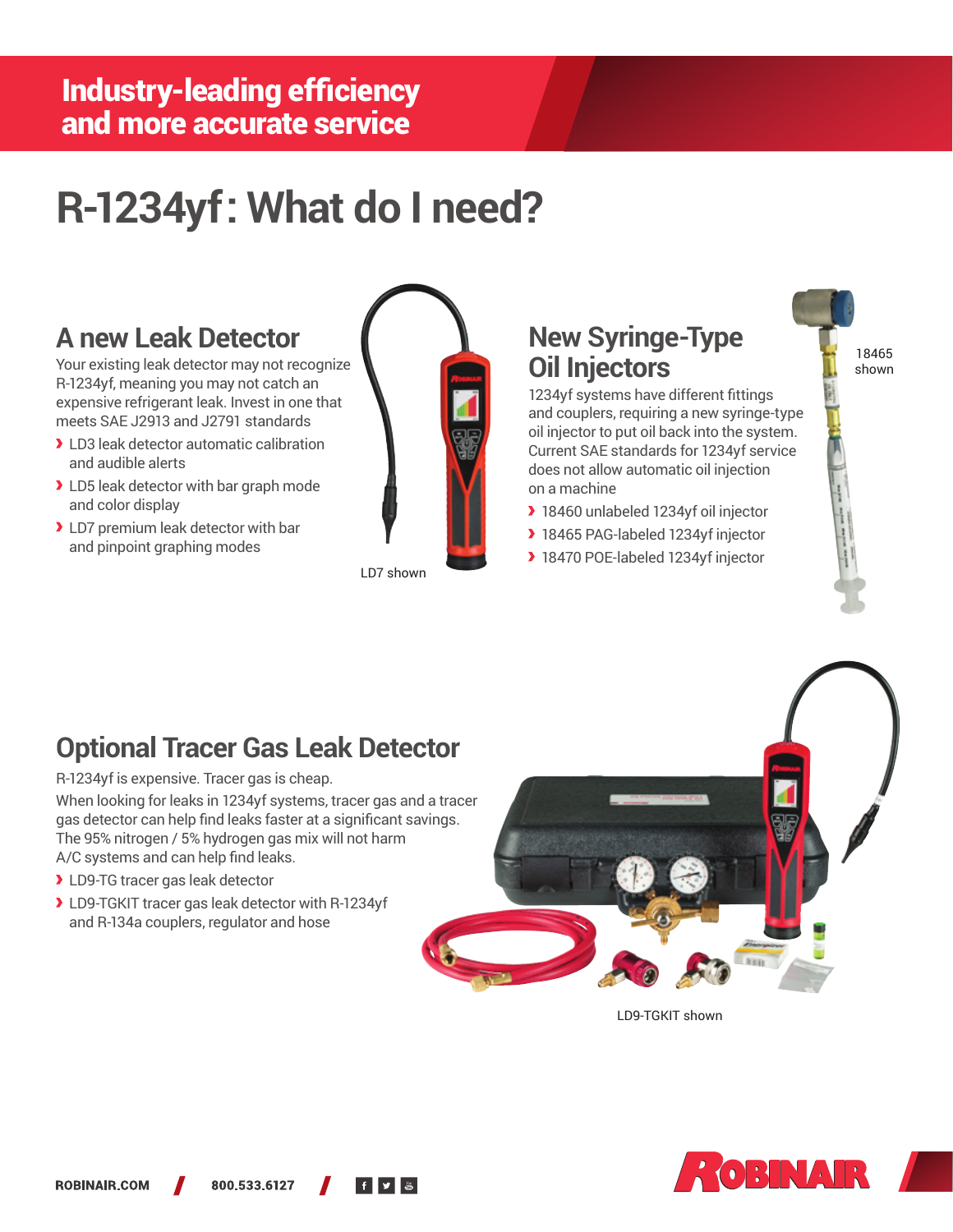# Industry-leading efficiency and more accurate service

# R-1234yf: What do I need?

## A new Leak Detector

Your existing leak detector may not recognize R-1234yf, meaning you may not catch an expensive refrigerant leak. Invest in one that meets SAE J2913 and J2791 standards

- LD3 leak detector automatic calibration and audible alerts
- LD5 leak detector with bar graph mode and color display
- LD7 premium leak detector with bar and pinpoint graphing modes

LD7 shown

## New Syringe-Type Oil Injectors

1234yf systems have different fittings and couplers, requiring a new syringe-type oil injector to put oil back into the system. Current SAE standards for 1234yf service does not allow automatic oil injection on a machine

- 18460 unlabeled 1234yf oil injector
- 18465 PAG-labeled 1234yf injector
- 18470 POE-labeled 1234yf injector

18465 shown

## Optional Tracer Gas Leak Detector

R-1234yf is expensive. Tracer gas is cheap.

When looking for leaks in 1234yf systems, tracer gas and a tracer gas detector can help find leaks faster at a significant savings. The 95% nitrogen / 5% hydrogen gas mix will not harm A/C systems and can help find leaks.

- LD9-TG tracer gas leak detector
- LD9-TGKIT tracer gas leak detector with R-1234yf and R-134a couplers, regulator and hose

LD9-TGKIT shown

ROBINAIR.COM / 800.533.6127